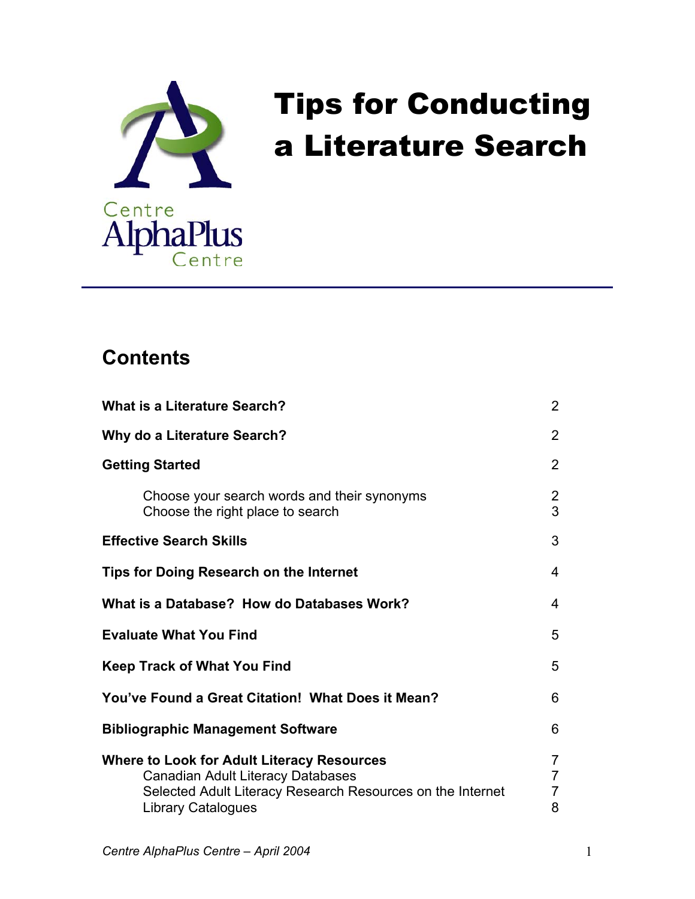Centre AlphaPlus Centre

# Tips for Conducting a Literature Search

## Contents

| | |
|---|---|
| **What is a Literature Search?** | 2 |
| **Why do a Literature Search?** | 2 |
| **Getting Started** | 2 |
| Choose your search words and their synonyms | 2 |
| Choose the right place to search | 3 |
| **Effective Search Skills** | 3 |
| **Tips for Doing Research on the Internet** | 4 |
| **What is a Database? How do Databases Work?** | 4 |
| **Evaluate What You Find** | 5 |
| **Keep Track of What You Find** | 5 |
| **You've Found a Great Citation! What Does it Mean?** | 6 |
| **Bibliographic Management Software** | 6 |
| **Where to Look for Adult Literacy Resources** | 7 |
| Canadian Adult Literacy Databases | 7 |
| Selected Adult Literacy Research Resources on the Internet | 7 |
| Library Catalogues | 8 |

*Centre AlphaPlus Centre – April 2004*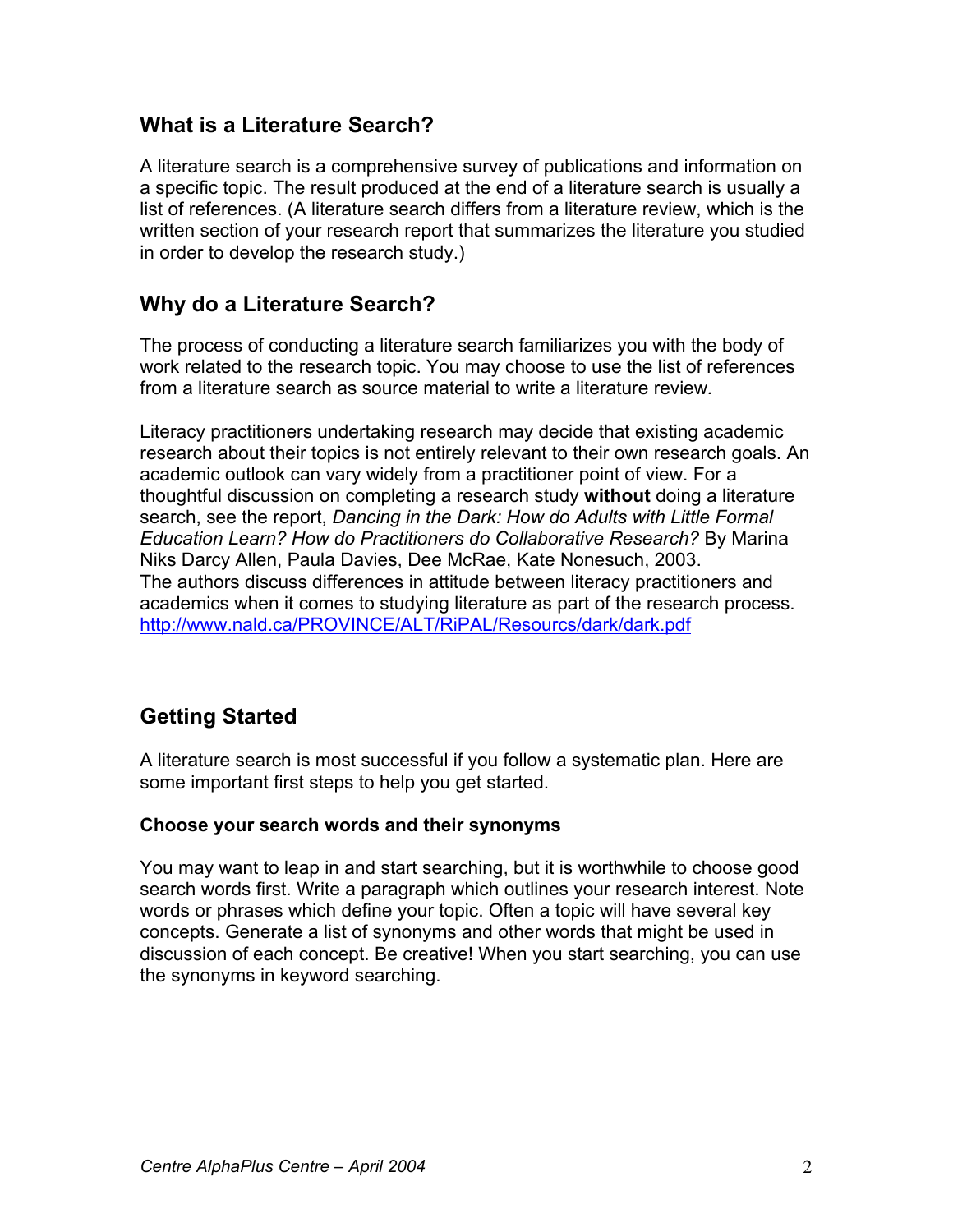## What is a Literature Search?

A literature search is a comprehensive survey of publications and information on a specific topic. The result produced at the end of a literature search is usually a list of references. (A literature search differs from a literature review, which is the written section of your research report that summarizes the literature you studied in order to develop the research study.)

## Why do a Literature Search?

The process of conducting a literature search familiarizes you with the body of work related to the research topic. You may choose to use the list of references from a literature search as source material to write a literature review.

Literacy practitioners undertaking research may decide that existing academic research about their topics is not entirely relevant to their own research goals. An academic outlook can vary widely from a practitioner point of view. For a thoughtful discussion on completing a research study **without** doing a literature search, see the report, *Dancing in the Dark: How do Adults with Little Formal Education Learn? How do Practitioners do Collaborative Research?* By Marina Niks Darcy Allen, Paula Davies, Dee McRae, Kate Nonesuch, 2003. The authors discuss differences in attitude between literacy practitioners and academics when it comes to studying literature as part of the research process. http://www.nald.ca/PROVINCE/ALT/RiPAL/Resourcs/dark/dark.pdf

## Getting Started

A literature search is most successful if you follow a systematic plan. Here are some important first steps to help you get started.

### Choose your search words and their synonyms

You may want to leap in and start searching, but it is worthwhile to choose good search words first. Write a paragraph which outlines your research interest. Note words or phrases which define your topic. Often a topic will have several key concepts. Generate a list of synonyms and other words that might be used in discussion of each concept. Be creative! When you start searching, you can use the synonyms in keyword searching.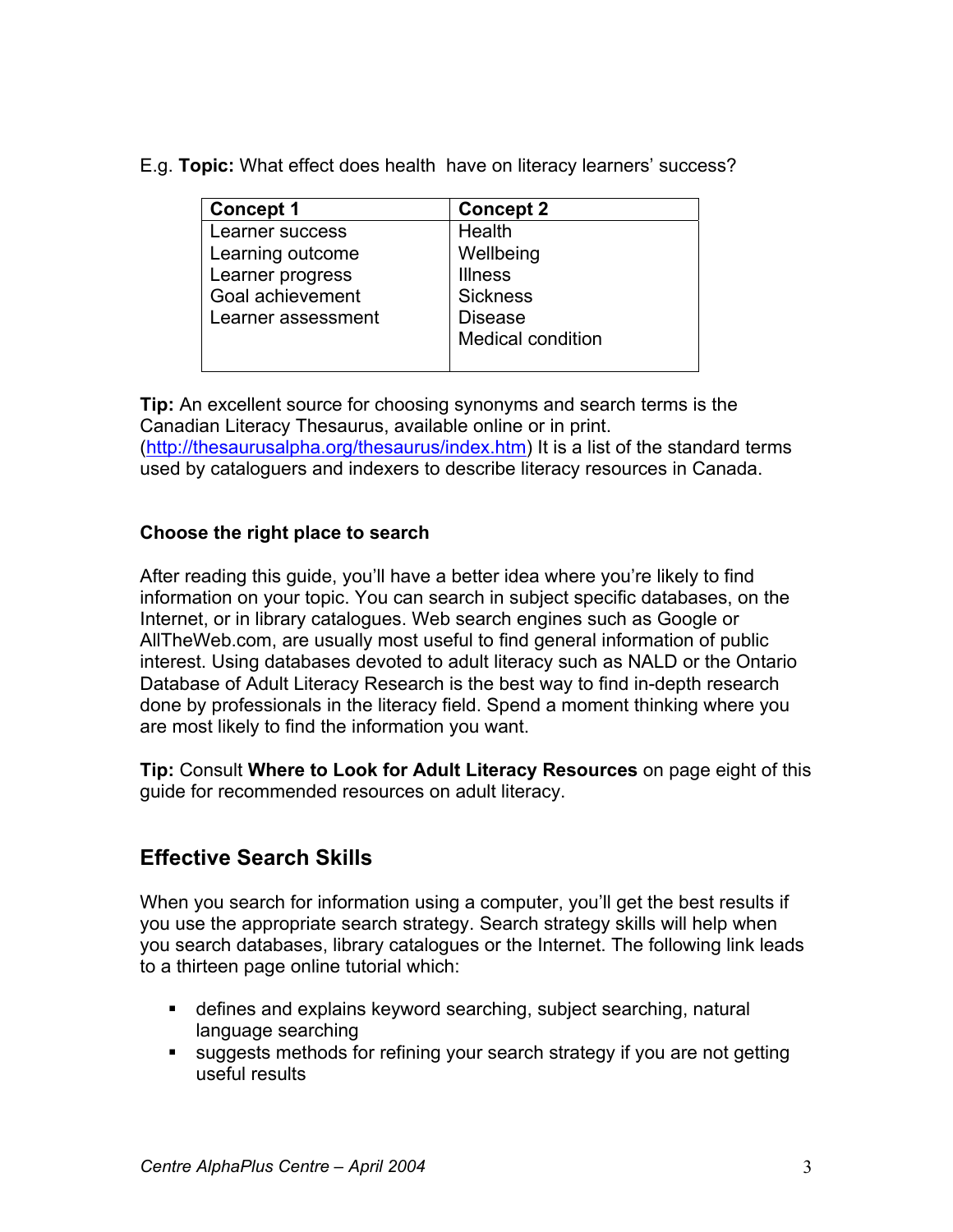E.g. **Topic:** What effect does health have on literacy learners' success?

| Concept 1 | Concept 2 |
|---|---|
| Learner success | Health |
| Learning outcome | Wellbeing |
| Learner progress | Illness |
| Goal achievement | Sickness |
| Learner assessment | Disease |
| | Medical condition |

**Tip:** An excellent source for choosing synonyms and search terms is the Canadian Literacy Thesaurus, available online or in print. (http://thesaurusalpha.org/thesaurus/index.htm) It is a list of the standard terms used by cataloguers and indexers to describe literacy resources in Canada.

### Choose the right place to search

After reading this guide, you'll have a better idea where you're likely to find information on your topic. You can search in subject specific databases, on the Internet, or in library catalogues. Web search engines such as Google or AllTheWeb.com, are usually most useful to find general information of public interest. Using databases devoted to adult literacy such as NALD or the Ontario Database of Adult Literacy Research is the best way to find in-depth research done by professionals in the literacy field. Spend a moment thinking where you are most likely to find the information you want.

**Tip:** Consult **Where to Look for Adult Literacy Resources** on page eight of this guide for recommended resources on adult literacy.

## Effective Search Skills

When you search for information using a computer, you'll get the best results if you use the appropriate search strategy. Search strategy skills will help when you search databases, library catalogues or the Internet. The following link leads to a thirteen page online tutorial which:

- defines and explains keyword searching, subject searching, natural language searching
- suggests methods for refining your search strategy if you are not getting useful results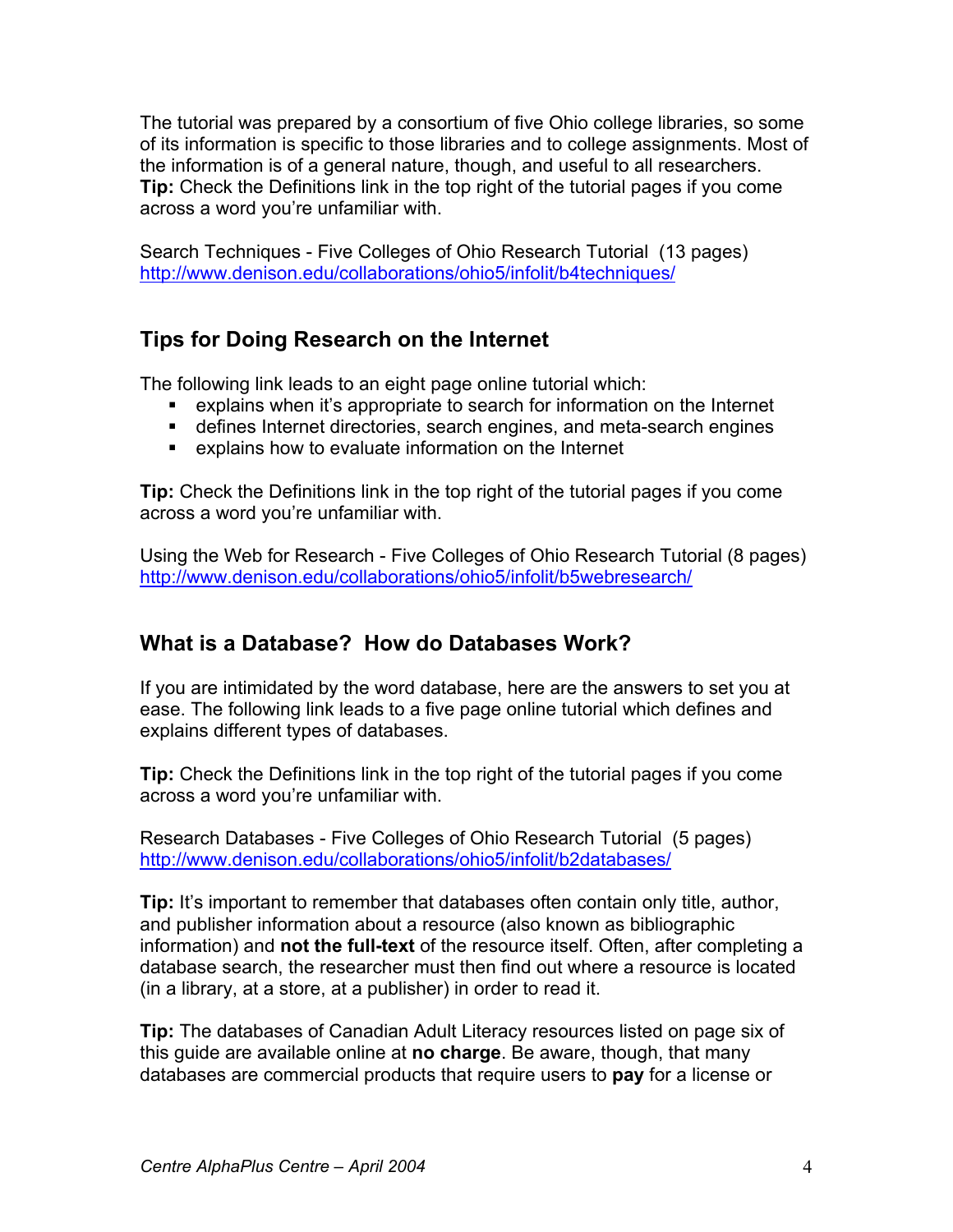The tutorial was prepared by a consortium of five Ohio college libraries, so some of its information is specific to those libraries and to college assignments. Most of the information is of a general nature, though, and useful to all researchers.
**Tip:** Check the Definitions link in the top right of the tutorial pages if you come across a word you're unfamiliar with.

Search Techniques - Five Colleges of Ohio Research Tutorial (13 pages)
http://www.denison.edu/collaborations/ohio5/infolit/b4techniques/

## Tips for Doing Research on the Internet

The following link leads to an eight page online tutorial which:

- explains when it's appropriate to search for information on the Internet
- defines Internet directories, search engines, and meta-search engines
- explains how to evaluate information on the Internet

**Tip:** Check the Definitions link in the top right of the tutorial pages if you come across a word you're unfamiliar with.

Using the Web for Research - Five Colleges of Ohio Research Tutorial (8 pages)
http://www.denison.edu/collaborations/ohio5/infolit/b5webresearch/

## What is a Database? How do Databases Work?

If you are intimidated by the word database, here are the answers to set you at ease. The following link leads to a five page online tutorial which defines and explains different types of databases.

**Tip:** Check the Definitions link in the top right of the tutorial pages if you come across a word you're unfamiliar with.

Research Databases - Five Colleges of Ohio Research Tutorial (5 pages)
http://www.denison.edu/collaborations/ohio5/infolit/b2databases/

**Tip:** It's important to remember that databases often contain only title, author, and publisher information about a resource (also known as bibliographic information) and **not the full-text** of the resource itself. Often, after completing a database search, the researcher must then find out where a resource is located (in a library, at a store, at a publisher) in order to read it.

**Tip:** The databases of Canadian Adult Literacy resources listed on page six of this guide are available online at **no charge**. Be aware, though, that many databases are commercial products that require users to **pay** for a license or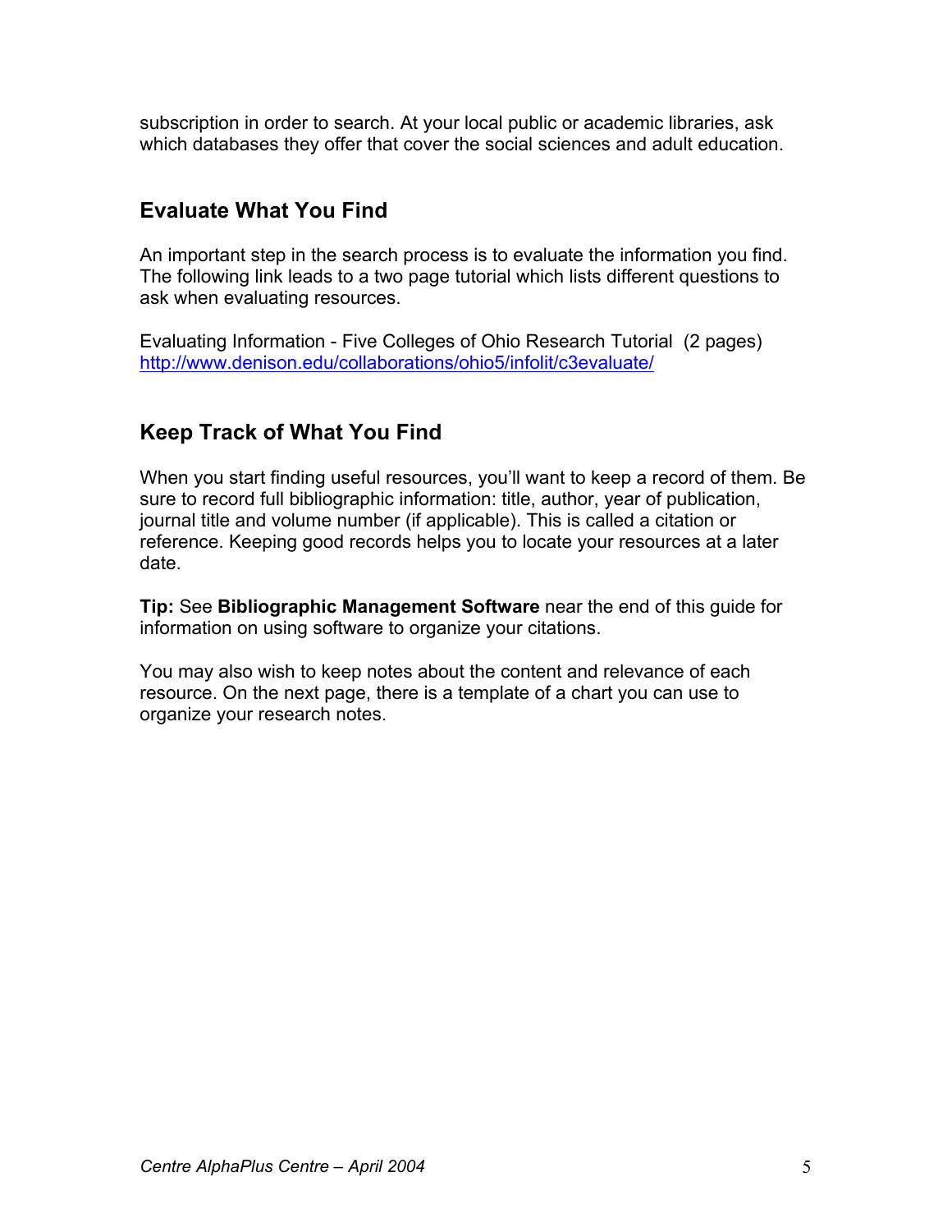subscription in order to search. At your local public or academic libraries, ask which databases they offer that cover the social sciences and adult education.

## Evaluate What You Find

An important step in the search process is to evaluate the information you find. The following link leads to a two page tutorial which lists different questions to ask when evaluating resources.

Evaluating Information - Five Colleges of Ohio Research Tutorial (2 pages)
http://www.denison.edu/collaborations/ohio5/infolit/c3evaluate/

## Keep Track of What You Find

When you start finding useful resources, you'll want to keep a record of them. Be sure to record full bibliographic information: title, author, year of publication, journal title and volume number (if applicable). This is called a citation or reference. Keeping good records helps you to locate your resources at a later date.

**Tip:** See **Bibliographic Management Software** near the end of this guide for information on using software to organize your citations.

You may also wish to keep notes about the content and relevance of each resource. On the next page, there is a template of a chart you can use to organize your research notes.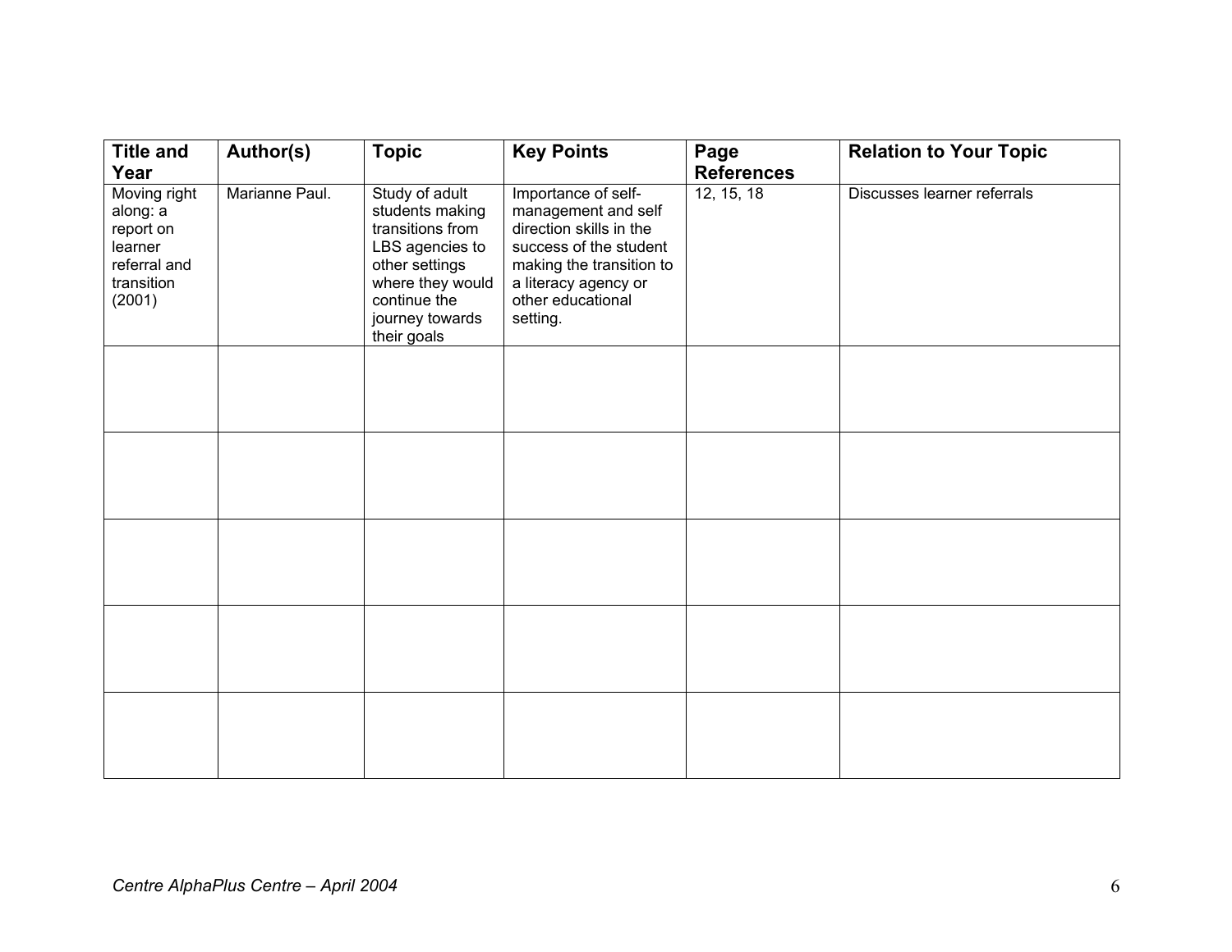| Title and Year | Author(s) | Topic | Key Points | Page References | Relation to Your Topic |
|---|---|---|---|---|---|
| Moving right along: a report on learner referral and transition (2001) | Marianne Paul. | Study of adult students making transitions from LBS agencies to other settings where they would continue the journey towards their goals | Importance of self-management and self direction skills in the success of the student making the transition to a literacy agency or other educational setting. | 12, 15, 18 | Discusses learner referrals |
| | | | | | |
| | | | | | |
| | | | | | |
| | | | | | |
| | | | | | |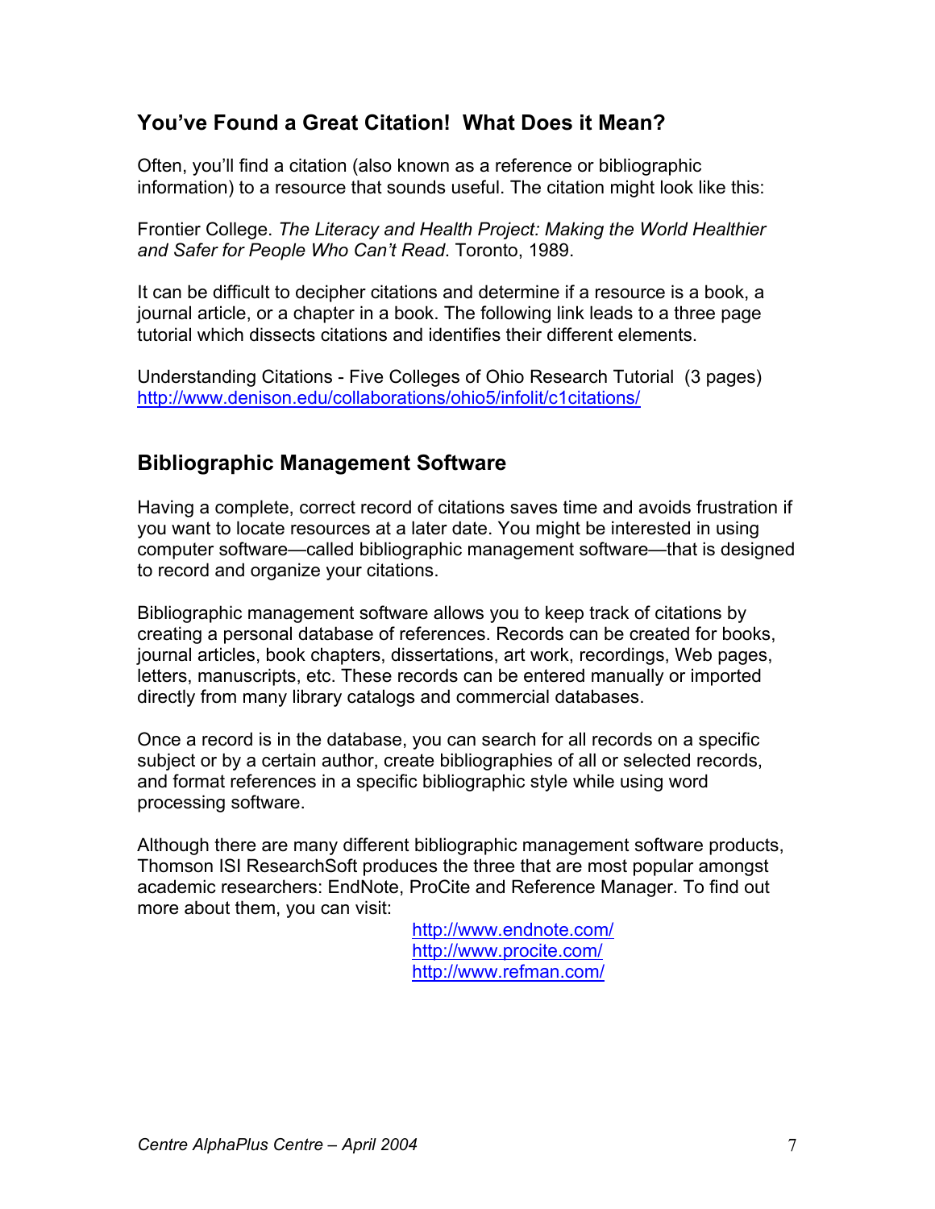## You've Found a Great Citation! What Does it Mean?

Often, you'll find a citation (also known as a reference or bibliographic information) to a resource that sounds useful. The citation might look like this:

Frontier College. *The Literacy and Health Project: Making the World Healthier and Safer for People Who Can't Read*. Toronto, 1989.

It can be difficult to decipher citations and determine if a resource is a book, a journal article, or a chapter in a book. The following link leads to a three page tutorial which dissects citations and identifies their different elements.

Understanding Citations - Five Colleges of Ohio Research Tutorial (3 pages)
http://www.denison.edu/collaborations/ohio5/infolit/c1citations/

## Bibliographic Management Software

Having a complete, correct record of citations saves time and avoids frustration if you want to locate resources at a later date. You might be interested in using computer software—called bibliographic management software—that is designed to record and organize your citations.

Bibliographic management software allows you to keep track of citations by creating a personal database of references. Records can be created for books, journal articles, book chapters, dissertations, art work, recordings, Web pages, letters, manuscripts, etc. These records can be entered manually or imported directly from many library catalogs and commercial databases.

Once a record is in the database, you can search for all records on a specific subject or by a certain author, create bibliographies of all or selected records, and format references in a specific bibliographic style while using word processing software.

Although there are many different bibliographic management software products, Thomson ISI ResearchSoft produces the three that are most popular amongst academic researchers: EndNote, ProCite and Reference Manager. To find out more about them, you can visit:

http://www.endnote.com/
http://www.procite.com/
http://www.refman.com/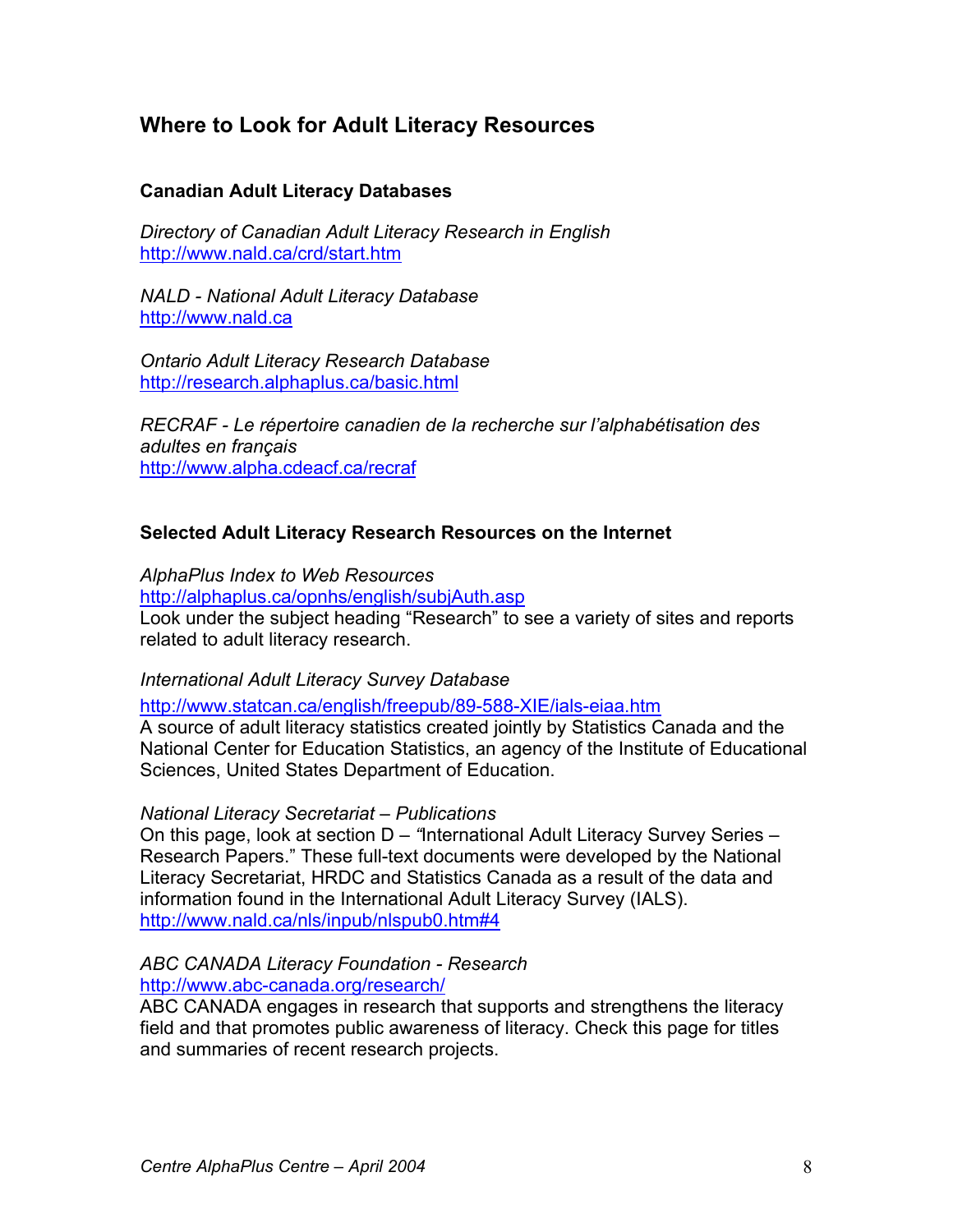## Where to Look for Adult Literacy Resources

### Canadian Adult Literacy Databases

*Directory of Canadian Adult Literacy Research in English*
http://www.nald.ca/crd/start.htm

*NALD - National Adult Literacy Database*
http://www.nald.ca

*Ontario Adult Literacy Research Database*
http://research.alphaplus.ca/basic.html

*RECRAF - Le répertoire canadien de la recherche sur l'alphabétisation des adultes en français*
http://www.alpha.cdeacf.ca/recraf

### Selected Adult Literacy Research Resources on the Internet

*AlphaPlus Index to Web Resources*
http://alphaplus.ca/opnhs/english/subjAuth.asp
Look under the subject heading "Research" to see a variety of sites and reports related to adult literacy research.

*International Adult Literacy Survey Database*
http://www.statcan.ca/english/freepub/89-588-XIE/ials-eiaa.htm
A source of adult literacy statistics created jointly by Statistics Canada and the National Center for Education Statistics, an agency of the Institute of Educational Sciences, United States Department of Education.

*National Literacy Secretariat – Publications*
On this page, look at section D – "International Adult Literacy Survey Series – Research Papers." These full-text documents were developed by the National Literacy Secretariat, HRDC and Statistics Canada as a result of the data and information found in the International Adult Literacy Survey (IALS).
http://www.nald.ca/nls/inpub/nlspub0.htm#4

*ABC CANADA Literacy Foundation - Research*
http://www.abc-canada.org/research/
ABC CANADA engages in research that supports and strengthens the literacy field and that promotes public awareness of literacy. Check this page for titles and summaries of recent research projects.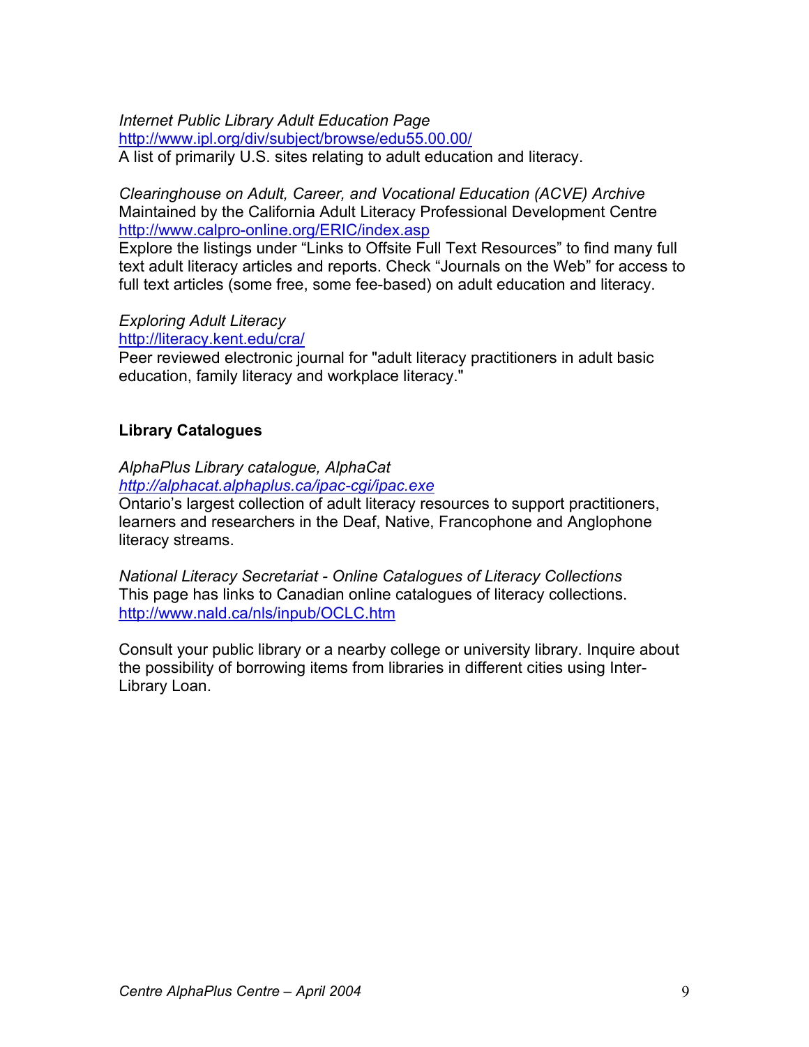*Internet Public Library Adult Education Page*
http://www.ipl.org/div/subject/browse/edu55.00.00/
A list of primarily U.S. sites relating to adult education and literacy.

*Clearinghouse on Adult, Career, and Vocational Education (ACVE) Archive*
Maintained by the California Adult Literacy Professional Development Centre
http://www.calpro-online.org/ERIC/index.asp
Explore the listings under "Links to Offsite Full Text Resources" to find many full text adult literacy articles and reports. Check "Journals on the Web" for access to full text articles (some free, some fee-based) on adult education and literacy.

*Exploring Adult Literacy*
http://literacy.kent.edu/cra/
Peer reviewed electronic journal for "adult literacy practitioners in adult basic education, family literacy and workplace literacy."

**Library Catalogues**

*AlphaPlus Library catalogue, AlphaCat*
*http://alphacat.alphaplus.ca/ipac-cgi/ipac.exe*
Ontario's largest collection of adult literacy resources to support practitioners, learners and researchers in the Deaf, Native, Francophone and Anglophone literacy streams.

*National Literacy Secretariat - Online Catalogues of Literacy Collections*
This page has links to Canadian online catalogues of literacy collections.
http://www.nald.ca/nls/inpub/OCLC.htm

Consult your public library or a nearby college or university library. Inquire about the possibility of borrowing items from libraries in different cities using Inter-Library Loan.